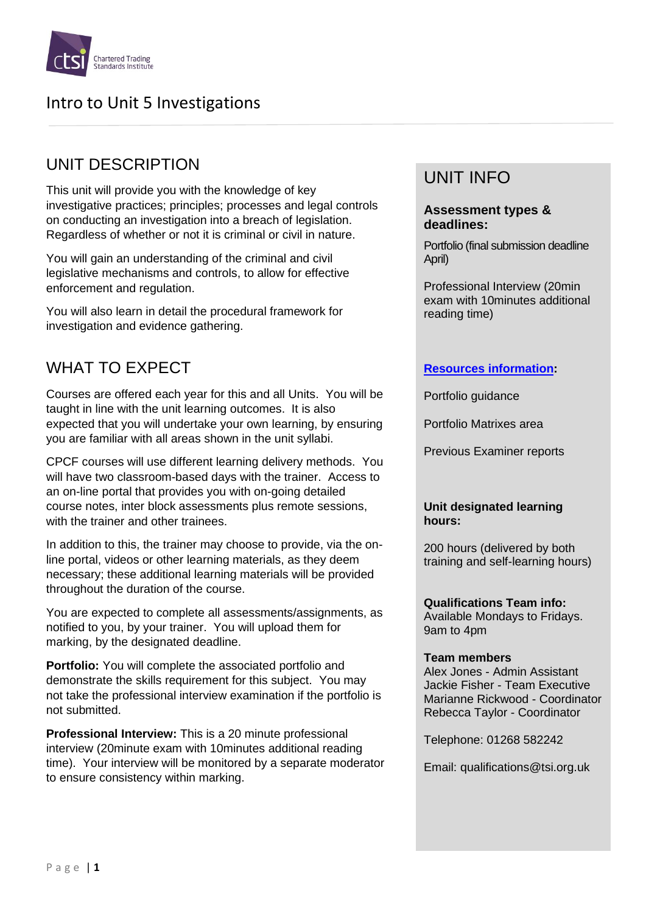Chartered Trading Standards Institute

# Intro to Unit 5 Investigations

## UNIT DESCRIPTION

This unit will provide you with the knowledge of key investigative practices; principles; processes and legal controls on conducting an investigation into a breach of legislation. Regardless of whether or not it is criminal or civil in nature.

You will gain an understanding of the criminal and civil legislative mechanisms and controls, to allow for effective enforcement and regulation.

You will also learn in detail the procedural framework for investigation and evidence gathering.

## WHAT TO EXPECT

Courses are offered each year for this and all Units. You will be taught in line with the unit learning outcomes. It is also expected that you will undertake your own learning, by ensuring you are familiar with all areas shown in the unit syllabi.

CPCF courses will use different learning delivery methods. You will have two classroom-based days with the trainer. Access to an on-line portal that provides you with on-going detailed course notes, inter block assessments plus remote sessions, with the trainer and other trainees.

In addition to this, the trainer may choose to provide, via the on-line portal, videos or other learning materials, as they deem necessary; these additional learning materials will be provided throughout the duration of the course.

You are expected to complete all assessments/assignments, as notified to you, by your trainer. You will upload them for marking, by the designated deadline.

**Portfolio:** You will complete the associated portfolio and demonstrate the skills requirement for this subject. You may not take the professional interview examination if the portfolio is not submitted.

**Professional Interview:** This is a 20 minute professional interview (20minute exam with 10minutes additional reading time). Your interview will be monitored by a separate moderator to ensure consistency within marking.

## UNIT INFO

**Assessment types & deadlines:**

Portfolio (final submission deadline April)

Professional Interview (20min exam with 10minutes additional reading time)

**Resources information:**

Portfolio guidance

Portfolio Matrixes area

Previous Examiner reports

**Unit designated learning hours:**

200 hours (delivered by both training and self-learning hours)

**Qualifications Team info:**
Available Mondays to Fridays. 9am to 4pm

**Team members**
Alex Jones - Admin Assistant
Jackie Fisher - Team Executive
Marianne Rickwood - Coordinator
Rebecca Taylor - Coordinator

Telephone: 01268 582242

Email: qualifications@tsi.org.uk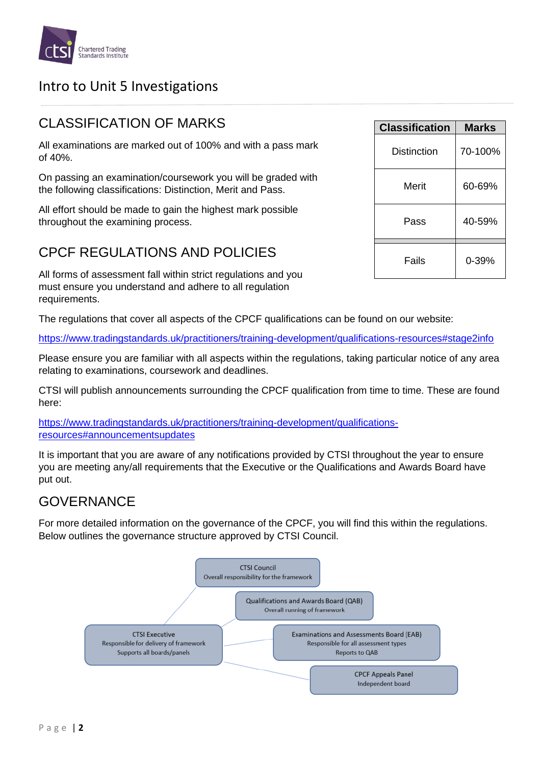# Intro to Unit 5 Investigations

## CLASSIFICATION OF MARKS

All examinations are marked out of 100% and with a pass mark of 40%.

On passing an examination/coursework you will be graded with the following classifications: Distinction, Merit and Pass.

All effort should be made to gain the highest mark possible throughout the examining process.

| Classification | Marks |
|---|---|
| Distinction | 70-100% |
| Merit | 60-69% |
| Pass | 40-59% |
| Fails | 0-39% |

## CPCF REGULATIONS AND POLICIES

All forms of assessment fall within strict regulations and you must ensure you understand and adhere to all regulation requirements.

The regulations that cover all aspects of the CPCF qualifications can be found on our website:

https://www.tradingstandards.uk/practitioners/training-development/qualifications-resources#stage2info

Please ensure you are familiar with all aspects within the regulations, taking particular notice of any area relating to examinations, coursework and deadlines.

CTSI will publish announcements surrounding the CPCF qualification from time to time. These are found here:

https://www.tradingstandards.uk/practitioners/training-development/qualifications-resources#announcementsupdates

It is important that you are aware of any notifications provided by CTSI throughout the year to ensure you are meeting any/all requirements that the Executive or the Qualifications and Awards Board have put out.

## GOVERNANCE

For more detailed information on the governance of the CPCF, you will find this within the regulations. Below outlines the governance structure approved by CTSI Council.

- **CTSI Council** – Overall responsibility for the framework
- **Qualifications and Awards Board (QAB)** – Overall running of framework
- **CTSI Executive** – Responsible for delivery of framework; Supports all boards/panels
- **Examinations and Assessments Board (EAB)** – Responsible for all assessment types; Reports to QAB
- **CPCF Appeals Panel** – Independent board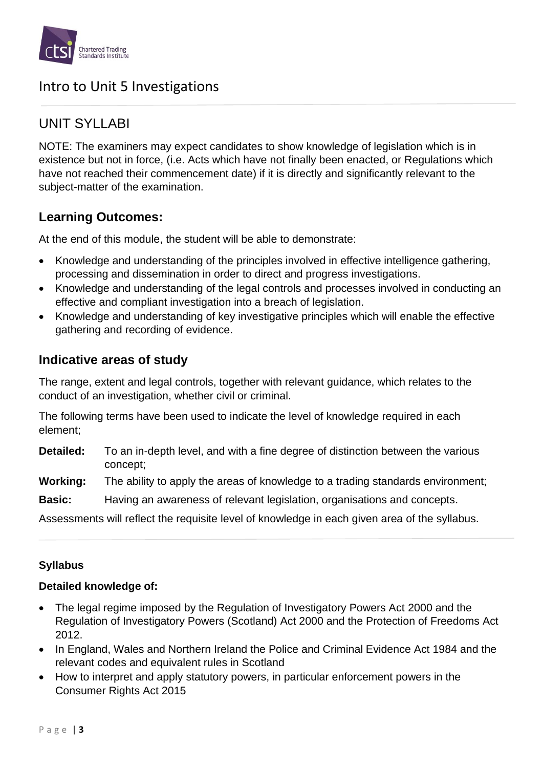# Intro to Unit 5 Investigations

## UNIT SYLLABI

NOTE: The examiners may expect candidates to show knowledge of legislation which is in existence but not in force, (i.e. Acts which have not finally been enacted, or Regulations which have not reached their commencement date) if it is directly and significantly relevant to the subject-matter of the examination.

### Learning Outcomes:

At the end of this module, the student will be able to demonstrate:

- Knowledge and understanding of the principles involved in effective intelligence gathering, processing and dissemination in order to direct and progress investigations.
- Knowledge and understanding of the legal controls and processes involved in conducting an effective and compliant investigation into a breach of legislation.
- Knowledge and understanding of key investigative principles which will enable the effective gathering and recording of evidence.

### Indicative areas of study

The range, extent and legal controls, together with relevant guidance, which relates to the conduct of an investigation, whether civil or criminal.

The following terms have been used to indicate the level of knowledge required in each element;

**Detailed:** To an in-depth level, and with a fine degree of distinction between the various concept;

**Working:** The ability to apply the areas of knowledge to a trading standards environment;

**Basic:** Having an awareness of relevant legislation, organisations and concepts.

Assessments will reflect the requisite level of knowledge in each given area of the syllabus.

**Syllabus**

**Detailed knowledge of:**

- The legal regime imposed by the Regulation of Investigatory Powers Act 2000 and the Regulation of Investigatory Powers (Scotland) Act 2000 and the Protection of Freedoms Act 2012.
- In England, Wales and Northern Ireland the Police and Criminal Evidence Act 1984 and the relevant codes and equivalent rules in Scotland
- How to interpret and apply statutory powers, in particular enforcement powers in the Consumer Rights Act 2015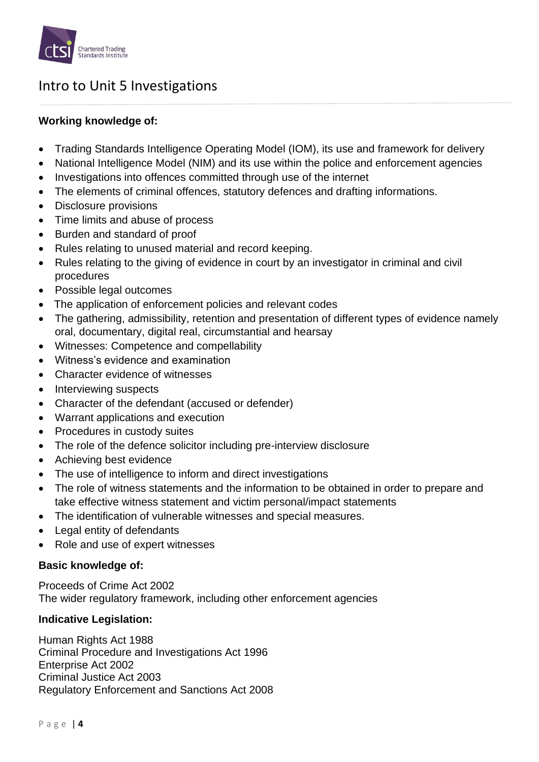# Intro to Unit 5 Investigations

**Working knowledge of:**

- Trading Standards Intelligence Operating Model (IOM), its use and framework for delivery
- National Intelligence Model (NIM) and its use within the police and enforcement agencies
- Investigations into offences committed through use of the internet
- The elements of criminal offences, statutory defences and drafting informations.
- Disclosure provisions
- Time limits and abuse of process
- Burden and standard of proof
- Rules relating to unused material and record keeping.
- Rules relating to the giving of evidence in court by an investigator in criminal and civil procedures
- Possible legal outcomes
- The application of enforcement policies and relevant codes
- The gathering, admissibility, retention and presentation of different types of evidence namely oral, documentary, digital real, circumstantial and hearsay
- Witnesses: Competence and compellability
- Witness's evidence and examination
- Character evidence of witnesses
- Interviewing suspects
- Character of the defendant (accused or defender)
- Warrant applications and execution
- Procedures in custody suites
- The role of the defence solicitor including pre-interview disclosure
- Achieving best evidence
- The use of intelligence to inform and direct investigations
- The role of witness statements and the information to be obtained in order to prepare and take effective witness statement and victim personal/impact statements
- The identification of vulnerable witnesses and special measures.
- Legal entity of defendants
- Role and use of expert witnesses

**Basic knowledge of:**

Proceeds of Crime Act 2002
The wider regulatory framework, including other enforcement agencies

**Indicative Legislation:**

Human Rights Act 1988
Criminal Procedure and Investigations Act 1996
Enterprise Act 2002
Criminal Justice Act 2003
Regulatory Enforcement and Sanctions Act 2008